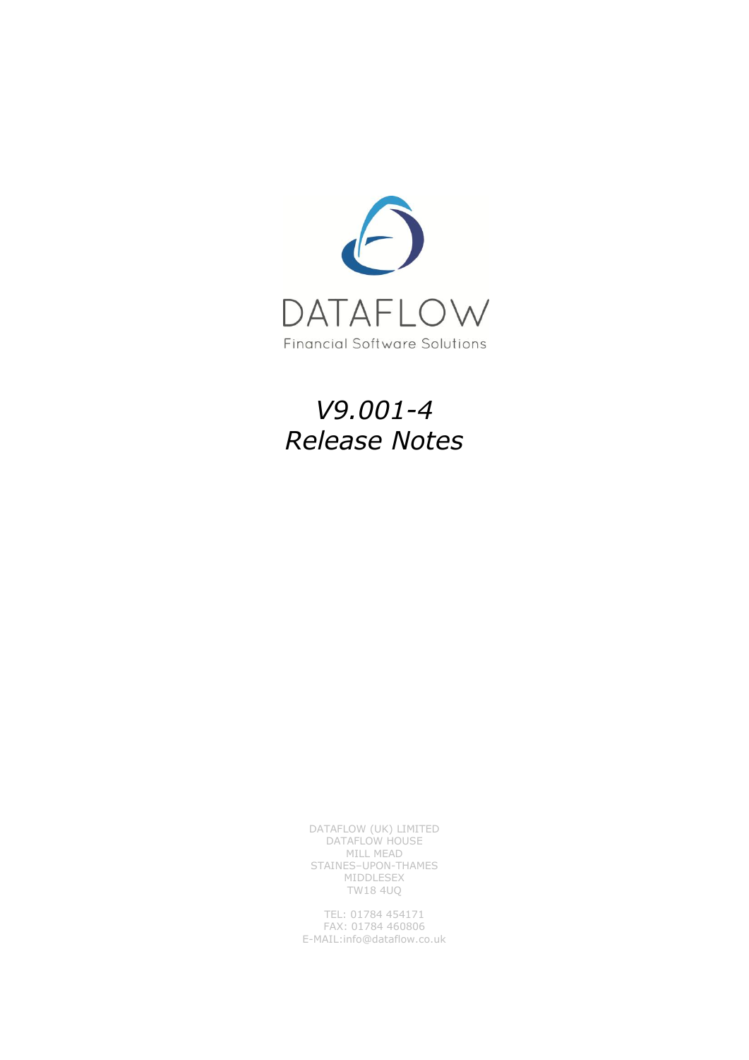DATAFLOW

Financial Software Solutions

# *V9.001-4*
# *Release Notes*

DATAFLOW (UK) LIMITED
DATAFLOW HOUSE
MILL MEAD
STAINES–UPON-THAMES
MIDDLESEX
TW18 4UQ

TEL: 01784 454171
FAX: 01784 460806
E-MAIL:info@dataflow.co.uk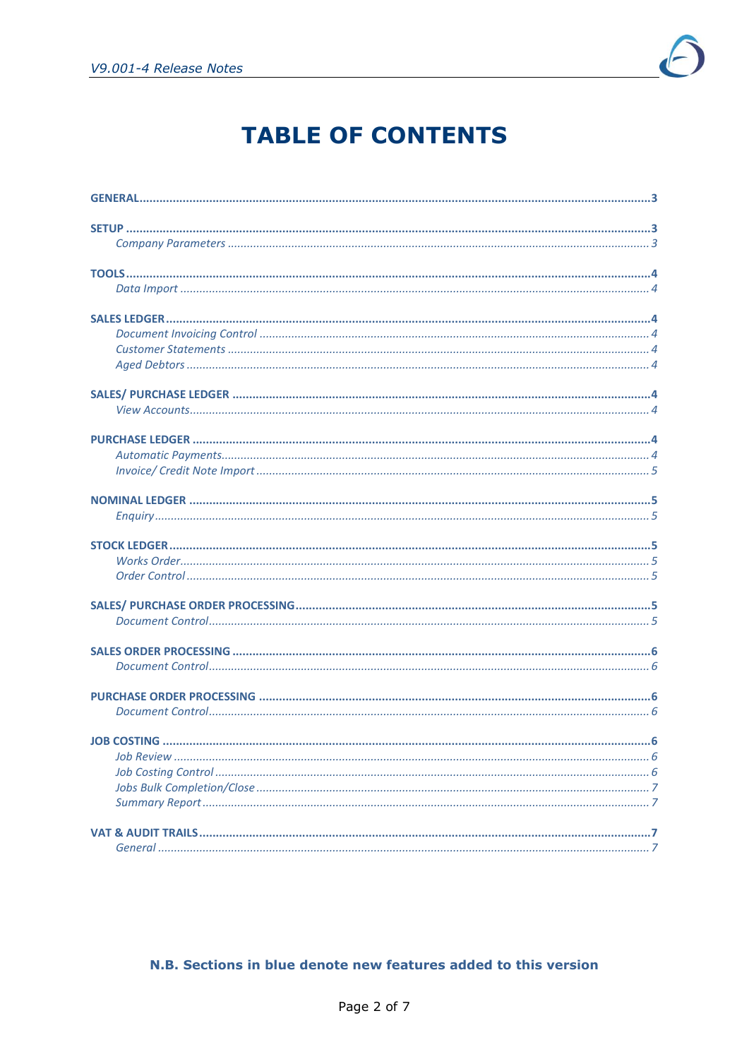# TABLE OF CONTENTS

**GENERAL** ........................................................................ 3

**SETUP** ........................................................................ 3
- *Company Parameters* ........................................................................ 3

**TOOLS** ........................................................................ 4
- *Data Import* ........................................................................ 4

**SALES LEDGER** ........................................................................ 4
- *Document Invoicing Control* ........................................................................ 4
- *Customer Statements* ........................................................................ 4
- *Aged Debtors* ........................................................................ 4

**SALES/ PURCHASE LEDGER** ........................................................................ 4
- *View Accounts* ........................................................................ 4

**PURCHASE LEDGER** ........................................................................ 4
- *Automatic Payments* ........................................................................ 4
- *Invoice/ Credit Note Import* ........................................................................ 5

**NOMINAL LEDGER** ........................................................................ 5
- *Enquiry* ........................................................................ 5

**STOCK LEDGER** ........................................................................ 5
- *Works Order* ........................................................................ 5
- *Order Control* ........................................................................ 5

**SALES/ PURCHASE ORDER PROCESSING** ........................................................................ 5
- *Document Control* ........................................................................ 5

**SALES ORDER PROCESSING** ........................................................................ 6
- *Document Control* ........................................................................ 6

**PURCHASE ORDER PROCESSING** ........................................................................ 6
- *Document Control* ........................................................................ 6

**JOB COSTING** ........................................................................ 6
- *Job Review* ........................................................................ 6
- *Job Costing Control* ........................................................................ 6
- *Jobs Bulk Completion/Close* ........................................................................ 7
- *Summary Report* ........................................................................ 7

**VAT & AUDIT TRAILS** ........................................................................ 7
- *General* ........................................................................ 7

**N.B. Sections in blue denote new features added to this version**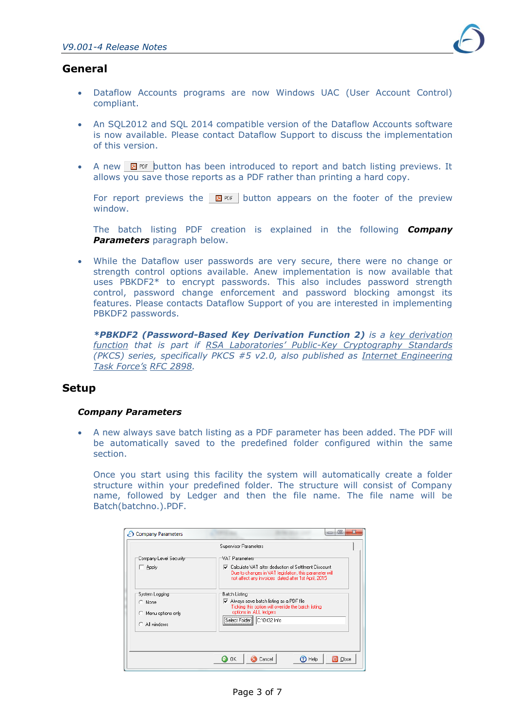## General

- Dataflow Accounts programs are now Windows UAC (User Account Control) compliant.
- An SQL2012 and SQL 2014 compatible version of the Dataflow Accounts software is now available. Please contact Dataflow Support to discuss the implementation of this version.
- A new PDF button has been introduced to report and batch listing previews. It allows you save those reports as a PDF rather than printing a hard copy.

  For report previews the PDF button appears on the footer of the preview window.

  The batch listing PDF creation is explained in the following ***Company Parameters*** paragraph below.

- While the Dataflow user passwords are very secure, there were no change or strength control options available. Anew implementation is now available that uses PBKDF2* to encrypt passwords. This also includes password strength control, password change enforcement and password blocking amongst its features. Please contacts Dataflow Support of you are interested in implementing PBKDF2 passwords.

  ***PBKDF2 (Password-Based Key Derivation Function 2)** is a key derivation function that is part if RSA Laboratories' Public-Key Cryptography Standards (PKCS) series, specifically PKCS #5 v2.0, also published as Internet Engineering Task Force's RFC 2898.*

## Setup

### Company Parameters

- A new always save batch listing as a PDF parameter has been added. The PDF will be automatically saved to the predefined folder configured within the same section.

  Once you start using this facility the system will automatically create a folder structure within your predefined folder. The structure will consist of Company name, followed by Ledger and then the file name. The file name will be Batch(batchno.).PDF.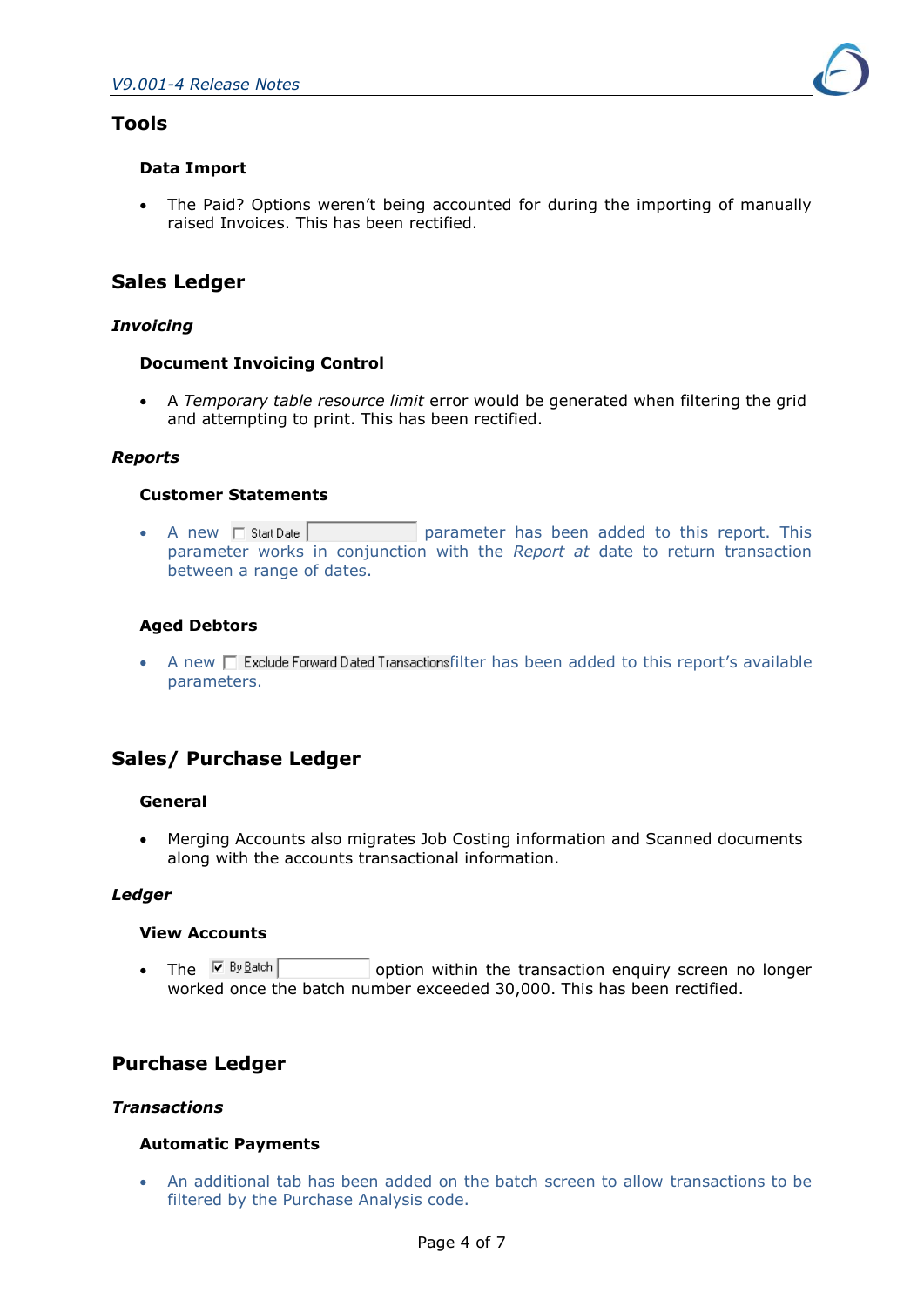## Tools

### Data Import

- The Paid? Options weren't being accounted for during the importing of manually raised Invoices. This has been rectified.

## Sales Ledger

### *Invoicing*

#### Document Invoicing Control

- A *Temporary table resource limit* error would be generated when filtering the grid and attempting to print. This has been rectified.

### *Reports*

#### Customer Statements

- A new ☐ Start Date parameter has been added to this report. This parameter works in conjunction with the *Report at* date to return transaction between a range of dates.

#### Aged Debtors

- A new ☐ Exclude Forward Dated Transactions filter has been added to this report's available parameters.

## Sales/ Purchase Ledger

### General

- Merging Accounts also migrates Job Costing information and Scanned documents along with the accounts transactional information.

### *Ledger*

#### View Accounts

- The ☑ By Batch option within the transaction enquiry screen no longer worked once the batch number exceeded 30,000. This has been rectified.

## Purchase Ledger

### *Transactions*

#### Automatic Payments

- An additional tab has been added on the batch screen to allow transactions to be filtered by the Purchase Analysis code.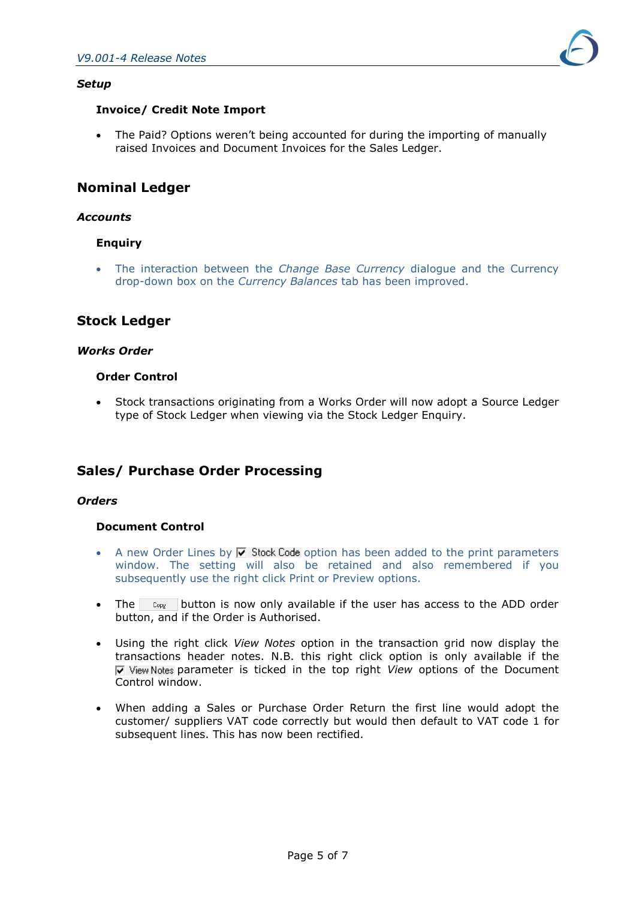### *Setup*

#### Invoice/ Credit Note Import

- The Paid? Options weren't being accounted for during the importing of manually raised Invoices and Document Invoices for the Sales Ledger.

## Nominal Ledger

### *Accounts*

#### Enquiry

- The interaction between the *Change Base Currency* dialogue and the Currency drop-down box on the *Currency Balances* tab has been improved.

## Stock Ledger

### *Works Order*

#### Order Control

- Stock transactions originating from a Works Order will now adopt a Source Ledger type of Stock Ledger when viewing via the Stock Ledger Enquiry.

## Sales/ Purchase Order Processing

### *Orders*

#### Document Control

- A new Order Lines by ☑ Stock Code option has been added to the print parameters window. The setting will also be retained and also remembered if you subsequently use the right click Print or Preview options.

- The Copy button is now only available if the user has access to the ADD order button, and if the Order is Authorised.

- Using the right click *View Notes* option in the transaction grid now display the transactions header notes. N.B. this right click option is only available if the ☑ View Notes parameter is ticked in the top right *View* options of the Document Control window.

- When adding a Sales or Purchase Order Return the first line would adopt the customer/ suppliers VAT code correctly but would then default to VAT code 1 for subsequent lines. This has now been rectified.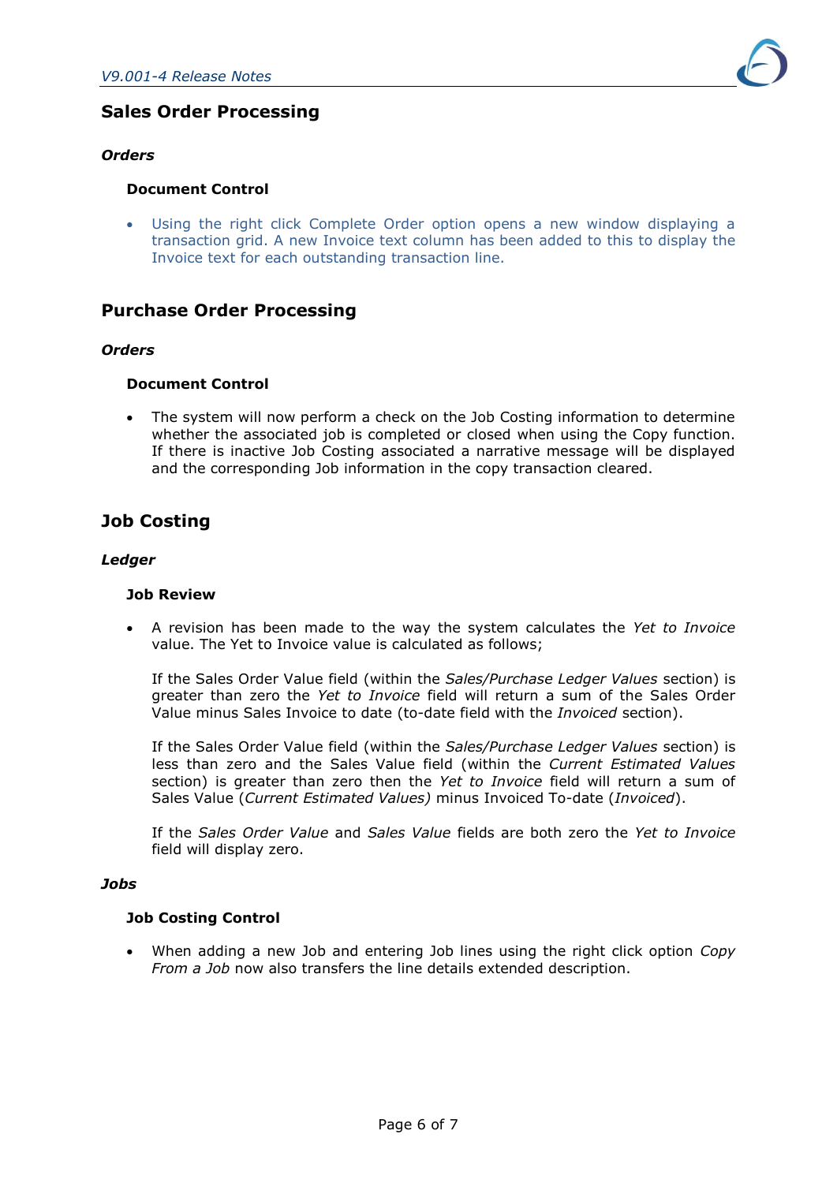## Sales Order Processing

### *Orders*

#### Document Control

- Using the right click Complete Order option opens a new window displaying a transaction grid. A new Invoice text column has been added to this to display the Invoice text for each outstanding transaction line.

## Purchase Order Processing

### *Orders*

#### Document Control

- The system will now perform a check on the Job Costing information to determine whether the associated job is completed or closed when using the Copy function. If there is inactive Job Costing associated a narrative message will be displayed and the corresponding Job information in the copy transaction cleared.

## Job Costing

### *Ledger*

#### Job Review

- A revision has been made to the way the system calculates the *Yet to Invoice* value. The Yet to Invoice value is calculated as follows;

  If the Sales Order Value field (within the *Sales/Purchase Ledger Values* section) is greater than zero the *Yet to Invoice* field will return a sum of the Sales Order Value minus Sales Invoice to date (to-date field with the *Invoiced* section).

  If the Sales Order Value field (within the *Sales/Purchase Ledger Values* section) is less than zero and the Sales Value field (within the *Current Estimated Values* section) is greater than zero then the *Yet to Invoice* field will return a sum of Sales Value (*Current Estimated Values)* minus Invoiced To-date (*Invoiced*).

  If the *Sales Order Value* and *Sales Value* fields are both zero the *Yet to Invoice* field will display zero.

### *Jobs*

#### Job Costing Control

- When adding a new Job and entering Job lines using the right click option *Copy From a Job* now also transfers the line details extended description.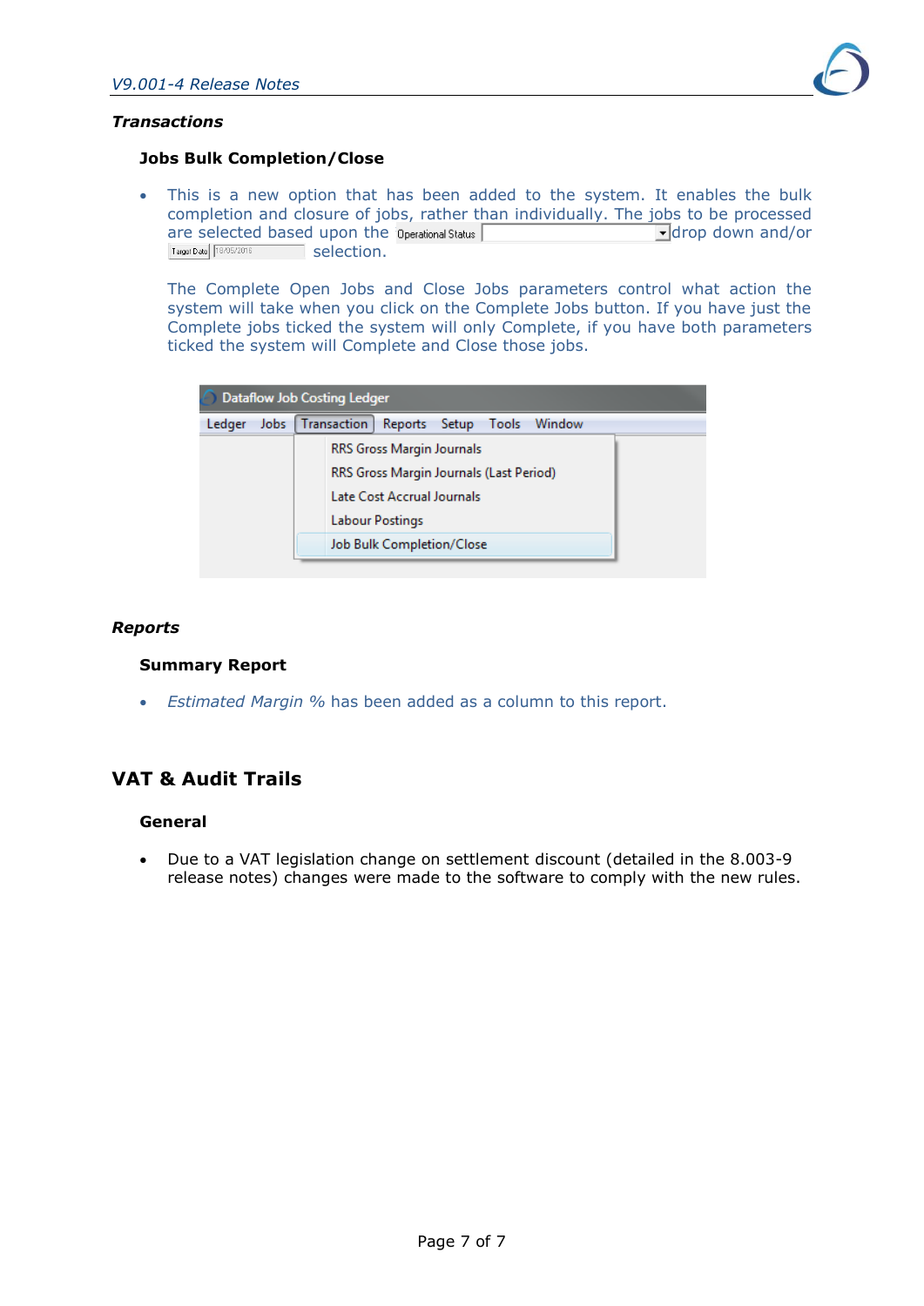***Transactions***

**Jobs Bulk Completion/Close**

- This is a new option that has been added to the system. It enables the bulk completion and closure of jobs, rather than individually. The jobs to be processed are selected based upon the Operational Status drop down and/or Target Date selection.

  The Complete Open Jobs and Close Jobs parameters control what action the system will take when you click on the Complete Jobs button. If you have just the Complete jobs ticked the system will only Complete, if you have both parameters ticked the system will Complete and Close those jobs.

***Reports***

**Summary Report**

- *Estimated Margin %* has been added as a column to this report.

## VAT & Audit Trails

**General**

- Due to a VAT legislation change on settlement discount (detailed in the 8.003-9 release notes) changes were made to the software to comply with the new rules.